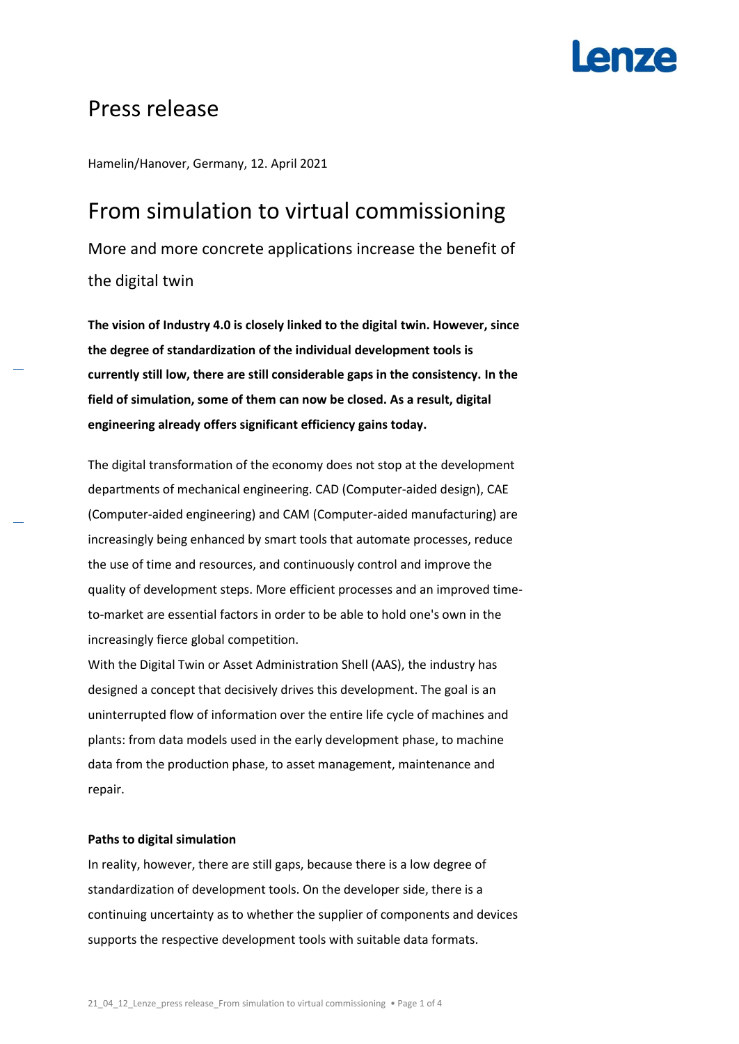# Press release

Hamelin/Hanover, Germany, 12. April 2021

## From simulation to virtual commissioning

### More and more concrete applications increase the benefit of the digital twin

**The vision of Industry 4.0 is closely linked to the digital twin. However, since the degree of standardization of the individual development tools is currently still low, there are still considerable gaps in the consistency. In the field of simulation, some of them can now be closed. As a result, digital engineering already offers significant efficiency gains today.**

The digital transformation of the economy does not stop at the development departments of mechanical engineering. CAD (Computer-aided design), CAE (Computer-aided engineering) and CAM (Computer-aided manufacturing) are increasingly being enhanced by smart tools that automate processes, reduce the use of time and resources, and continuously control and improve the quality of development steps. More efficient processes and an improved time-to-market are essential factors in order to be able to hold one's own in the increasingly fierce global competition.

With the Digital Twin or Asset Administration Shell (AAS), the industry has designed a concept that decisively drives this development. The goal is an uninterrupted flow of information over the entire life cycle of machines and plants: from data models used in the early development phase, to machine data from the production phase, to asset management, maintenance and repair.

**Paths to digital simulation**

In reality, however, there are still gaps, because there is a low degree of standardization of development tools. On the developer side, there is a continuing uncertainty as to whether the supplier of components and devices supports the respective development tools with suitable data formats.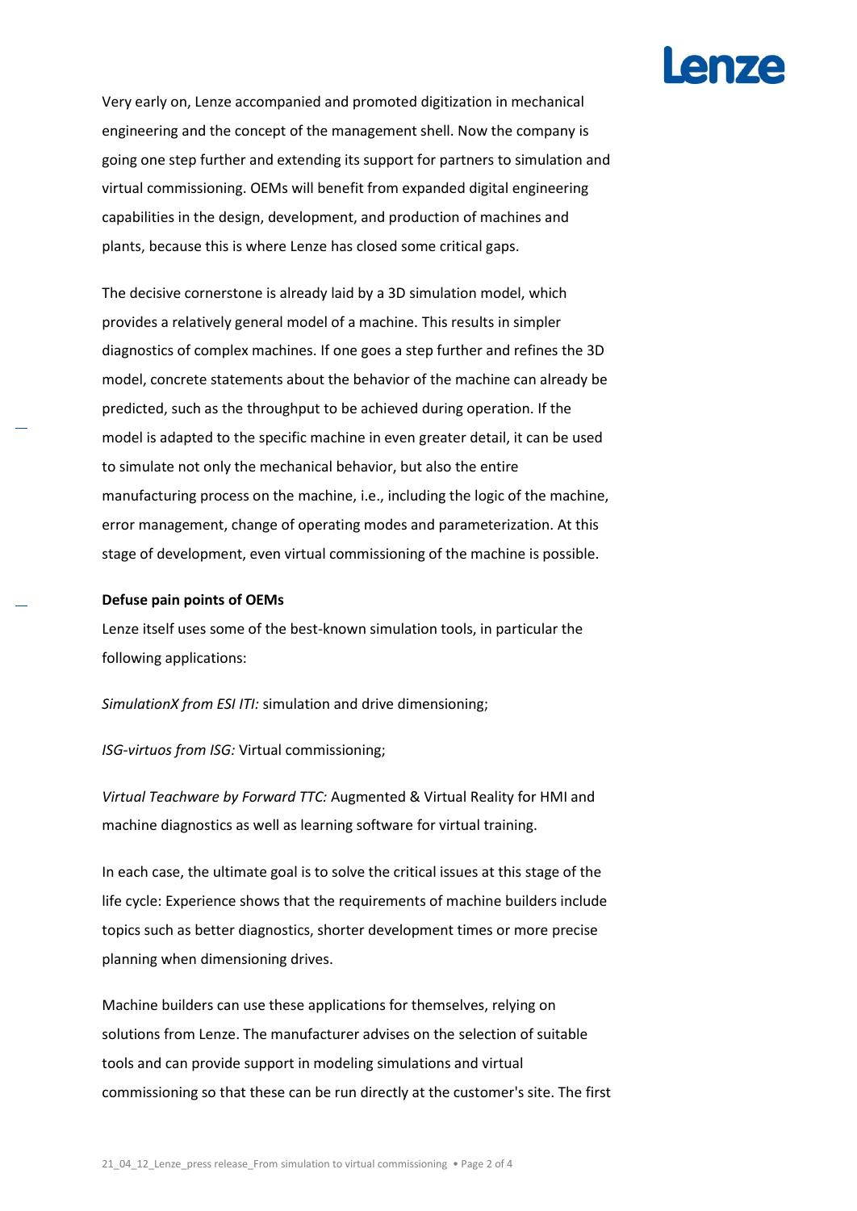Very early on, Lenze accompanied and promoted digitization in mechanical engineering and the concept of the management shell. Now the company is going one step further and extending its support for partners to simulation and virtual commissioning. OEMs will benefit from expanded digital engineering capabilities in the design, development, and production of machines and plants, because this is where Lenze has closed some critical gaps.

The decisive cornerstone is already laid by a 3D simulation model, which provides a relatively general model of a machine. This results in simpler diagnostics of complex machines. If one goes a step further and refines the 3D model, concrete statements about the behavior of the machine can already be predicted, such as the throughput to be achieved during operation. If the model is adapted to the specific machine in even greater detail, it can be used to simulate not only the mechanical behavior, but also the entire manufacturing process on the machine, i.e., including the logic of the machine, error management, change of operating modes and parameterization. At this stage of development, even virtual commissioning of the machine is possible.

**Defuse pain points of OEMs**

Lenze itself uses some of the best-known simulation tools, in particular the following applications:

*SimulationX from ESI ITI:* simulation and drive dimensioning;

*ISG-virtuos from ISG:* Virtual commissioning;

*Virtual Teachware by Forward TTC:* Augmented & Virtual Reality for HMI and machine diagnostics as well as learning software for virtual training.

In each case, the ultimate goal is to solve the critical issues at this stage of the life cycle: Experience shows that the requirements of machine builders include topics such as better diagnostics, shorter development times or more precise planning when dimensioning drives.

Machine builders can use these applications for themselves, relying on solutions from Lenze. The manufacturer advises on the selection of suitable tools and can provide support in modeling simulations and virtual commissioning so that these can be run directly at the customer's site. The first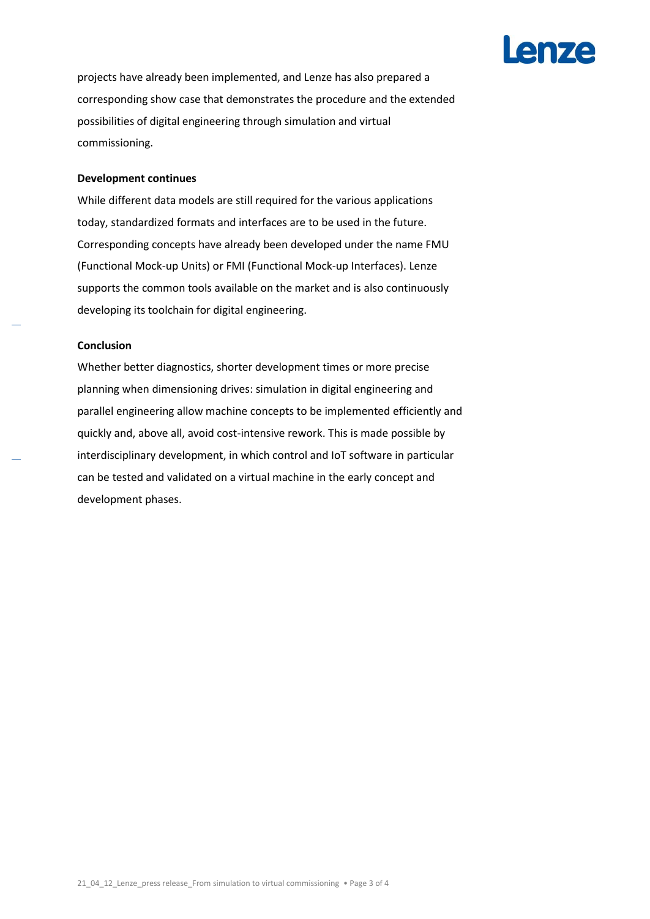projects have already been implemented, and Lenze has also prepared a corresponding show case that demonstrates the procedure and the extended possibilities of digital engineering through simulation and virtual commissioning.

**Development continues**

While different data models are still required for the various applications today, standardized formats and interfaces are to be used in the future. Corresponding concepts have already been developed under the name FMU (Functional Mock-up Units) or FMI (Functional Mock-up Interfaces). Lenze supports the common tools available on the market and is also continuously developing its toolchain for digital engineering.

**Conclusion**

Whether better diagnostics, shorter development times or more precise planning when dimensioning drives: simulation in digital engineering and parallel engineering allow machine concepts to be implemented efficiently and quickly and, above all, avoid cost-intensive rework. This is made possible by interdisciplinary development, in which control and IoT software in particular can be tested and validated on a virtual machine in the early concept and development phases.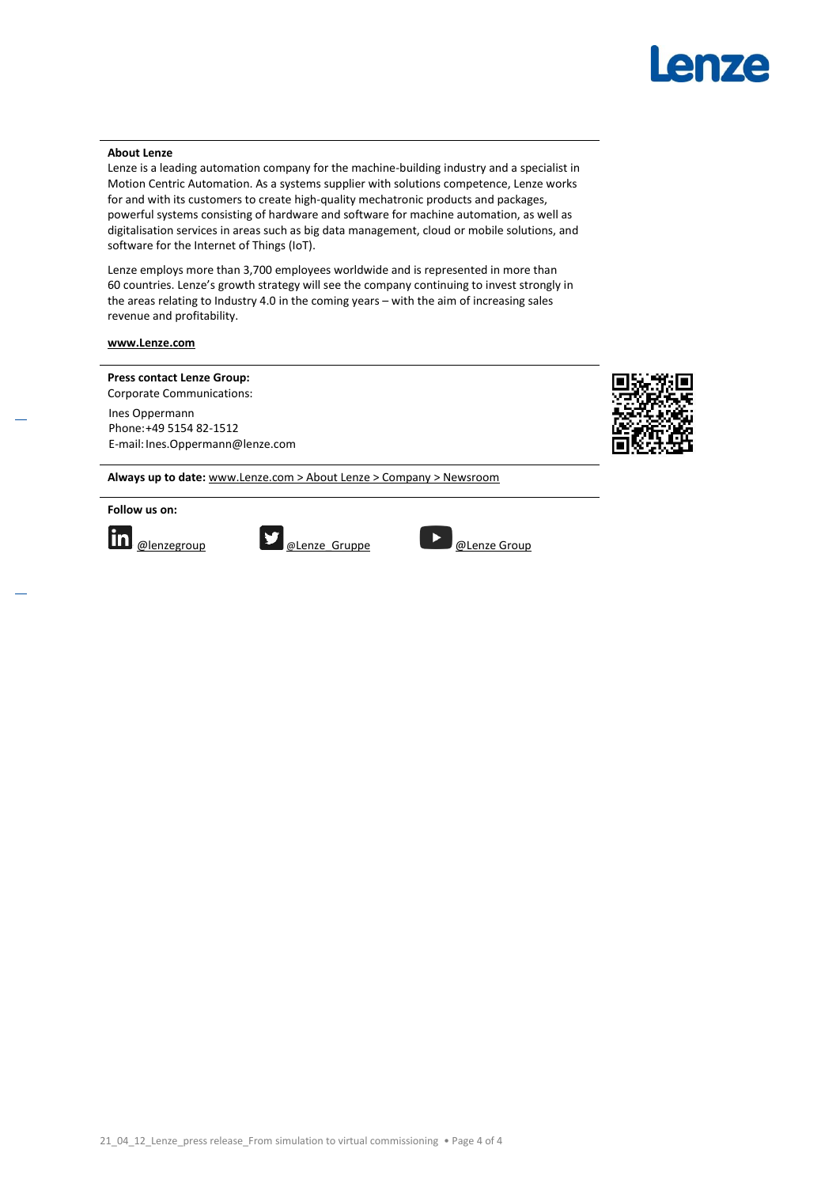**About Lenze**

Lenze is a leading automation company for the machine-building industry and a specialist in Motion Centric Automation. As a systems supplier with solutions competence, Lenze works for and with its customers to create high-quality mechatronic products and packages, powerful systems consisting of hardware and software for machine automation, as well as digitalisation services in areas such as big data management, cloud or mobile solutions, and software for the Internet of Things (IoT).

Lenze employs more than 3,700 employees worldwide and is represented in more than 60 countries. Lenze's growth strategy will see the company continuing to invest strongly in the areas relating to Industry 4.0 in the coming years – with the aim of increasing sales revenue and profitability.

www.Lenze.com

**Press contact Lenze Group:**
Corporate Communications:

Ines Oppermann
Phone:+49 5154 82-1512
E-mail: Ines.Oppermann@lenze.com

**Always up to date:** www.Lenze.com > About Lenze > Company > Newsroom

**Follow us on:**

@lenzegroup @Lenze_Gruppe @Lenze Group